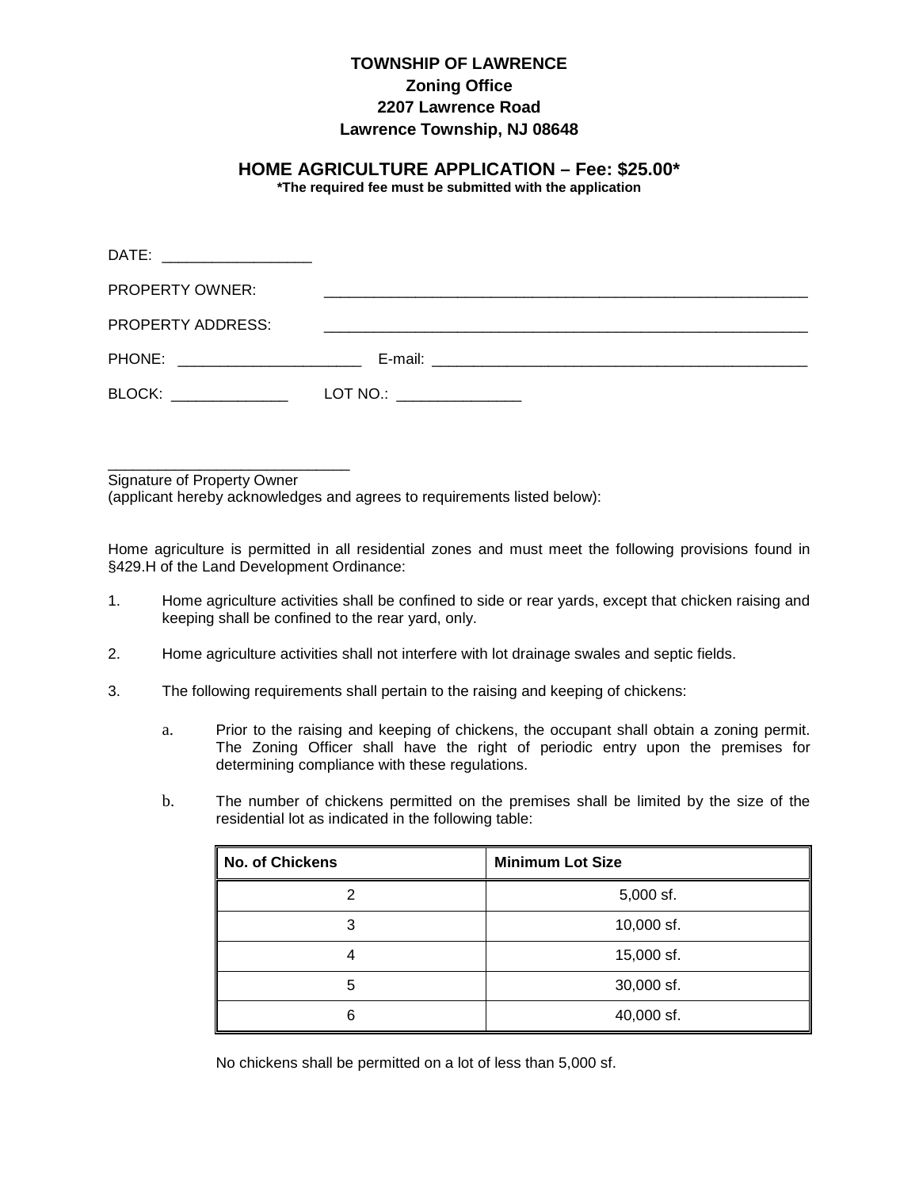**TOWNSHIP OF LAWRENCE**
**Zoning Office**
**2207 Lawrence Road**
**Lawrence Township, NJ 08648**

## HOME AGRICULTURE APPLICATION – Fee: $25.00*

***The required fee must be submitted with the application**

DATE: __________________

PROPERTY OWNER: ____________________________________________________________

PROPERTY ADDRESS: ____________________________________________________________

PHONE: ______________________ E-mail: ______________________________________________

BLOCK: ______________ LOT NO.: _______________

_____________________________
Signature of Property Owner
(applicant hereby acknowledges and agrees to requirements listed below):

Home agriculture is permitted in all residential zones and must meet the following provisions found in §429.H of the Land Development Ordinance:

1. Home agriculture activities shall be confined to side or rear yards, except that chicken raising and keeping shall be confined to the rear yard, only.

2. Home agriculture activities shall not interfere with lot drainage swales and septic fields.

3. The following requirements shall pertain to the raising and keeping of chickens:

   a. Prior to the raising and keeping of chickens, the occupant shall obtain a zoning permit. The Zoning Officer shall have the right of periodic entry upon the premises for determining compliance with these regulations.

   b. The number of chickens permitted on the premises shall be limited by the size of the residential lot as indicated in the following table:

| No. of Chickens | Minimum Lot Size |
|---|---|
| 2 | 5,000 sf. |
| 3 | 10,000 sf. |
| 4 | 15,000 sf. |
| 5 | 30,000 sf. |
| 6 | 40,000 sf. |

   No chickens shall be permitted on a lot of less than 5,000 sf.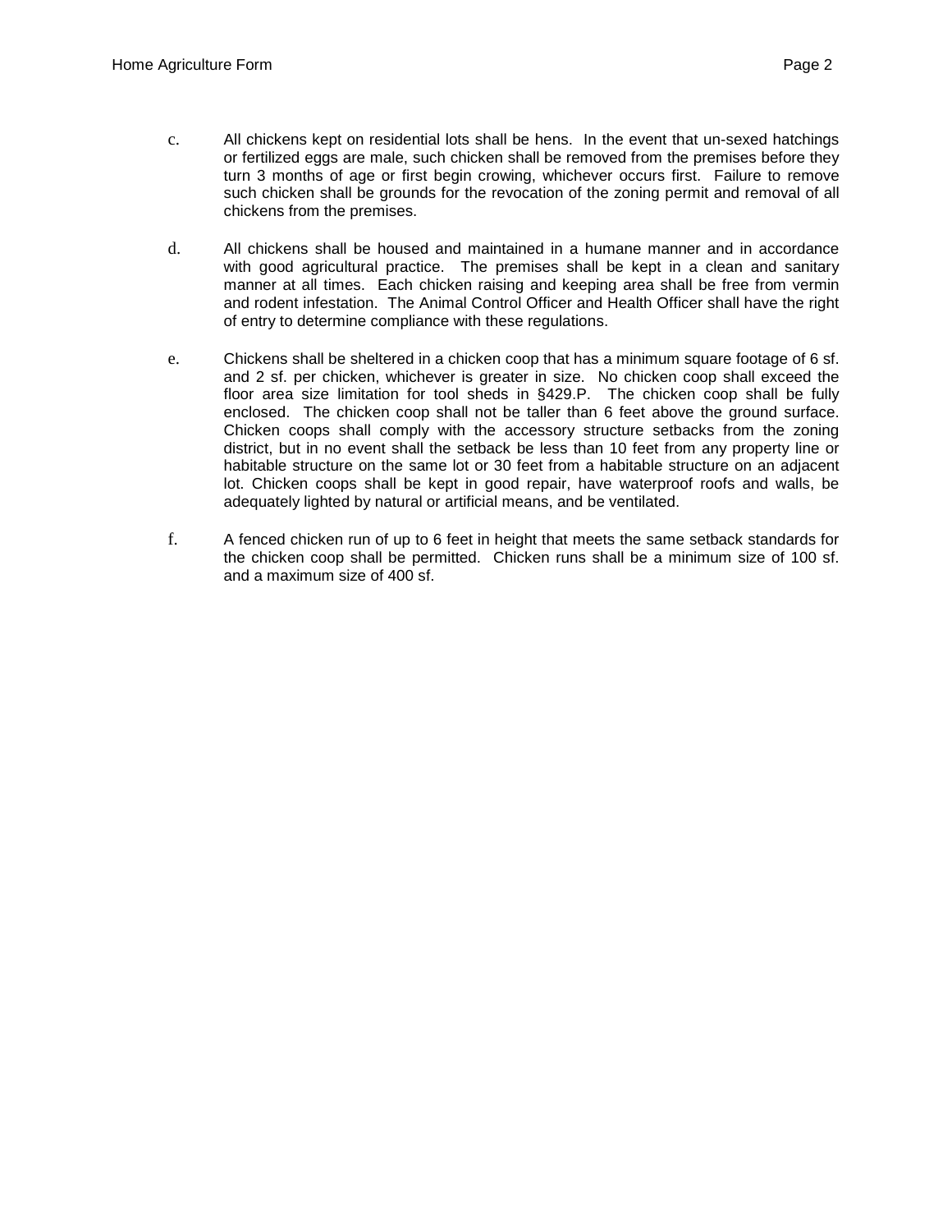c. All chickens kept on residential lots shall be hens. In the event that un-sexed hatchings or fertilized eggs are male, such chicken shall be removed from the premises before they turn 3 months of age or first begin crowing, whichever occurs first. Failure to remove such chicken shall be grounds for the revocation of the zoning permit and removal of all chickens from the premises.

d. All chickens shall be housed and maintained in a humane manner and in accordance with good agricultural practice. The premises shall be kept in a clean and sanitary manner at all times. Each chicken raising and keeping area shall be free from vermin and rodent infestation. The Animal Control Officer and Health Officer shall have the right of entry to determine compliance with these regulations.

e. Chickens shall be sheltered in a chicken coop that has a minimum square footage of 6 sf. and 2 sf. per chicken, whichever is greater in size. No chicken coop shall exceed the floor area size limitation for tool sheds in §429.P. The chicken coop shall be fully enclosed. The chicken coop shall not be taller than 6 feet above the ground surface. Chicken coops shall comply with the accessory structure setbacks from the zoning district, but in no event shall the setback be less than 10 feet from any property line or habitable structure on the same lot or 30 feet from a habitable structure on an adjacent lot. Chicken coops shall be kept in good repair, have waterproof roofs and walls, be adequately lighted by natural or artificial means, and be ventilated.

f. A fenced chicken run of up to 6 feet in height that meets the same setback standards for the chicken coop shall be permitted. Chicken runs shall be a minimum size of 100 sf. and a maximum size of 400 sf.